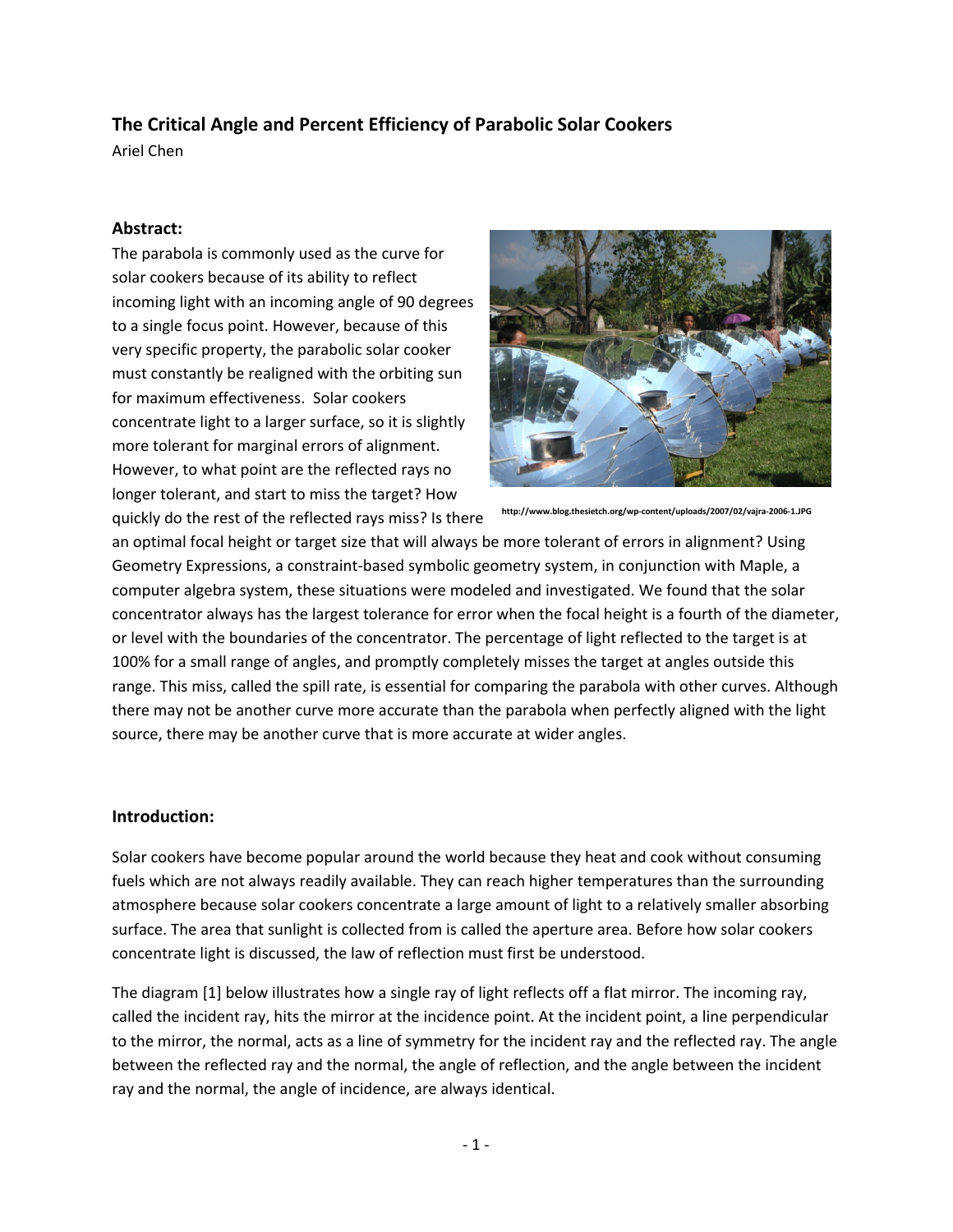## The Critical Angle and Percent Efficiency of Parabolic Solar Cookers

Ariel Chen

### Abstract:

The parabola is commonly used as the curve for solar cookers because of its ability to reflect incoming light with an incoming angle of 90 degrees to a single focus point. However, because of this very specific property, the parabolic solar cooker must constantly be realigned with the orbiting sun for maximum effectiveness. Solar cookers concentrate light to a larger surface, so it is slightly more tolerant for marginal errors of alignment. However, to what point are the reflected rays no longer tolerant, and start to miss the target? How quickly do the rest of the reflected rays miss? Is there an optimal focal height or target size that will always be more tolerant of errors in alignment? Using Geometry Expressions, a constraint-based symbolic geometry system, in conjunction with Maple, a computer algebra system, these situations were modeled and investigated. We found that the solar concentrator always has the largest tolerance for error when the focal height is a fourth of the diameter, or level with the boundaries of the concentrator. The percentage of light reflected to the target is at 100% for a small range of angles, and promptly completely misses the target at angles outside this range. This miss, called the spill rate, is essential for comparing the parabola with other curves. Although there may not be another curve more accurate than the parabola when perfectly aligned with the light source, there may be another curve that is more accurate at wider angles.

http://www.blog.thesietch.org/wp-content/uploads/2007/02/vajra-2006-1.JPG

### Introduction:

Solar cookers have become popular around the world because they heat and cook without consuming fuels which are not always readily available. They can reach higher temperatures than the surrounding atmosphere because solar cookers concentrate a large amount of light to a relatively smaller absorbing surface. The area that sunlight is collected from is called the aperture area. Before how solar cookers concentrate light is discussed, the law of reflection must first be understood.

The diagram [1] below illustrates how a single ray of light reflects off a flat mirror. The incoming ray, called the incident ray, hits the mirror at the incidence point. At the incident point, a line perpendicular to the mirror, the normal, acts as a line of symmetry for the incident ray and the reflected ray. The angle between the reflected ray and the normal, the angle of reflection, and the angle between the incident ray and the normal, the angle of incidence, are always identical.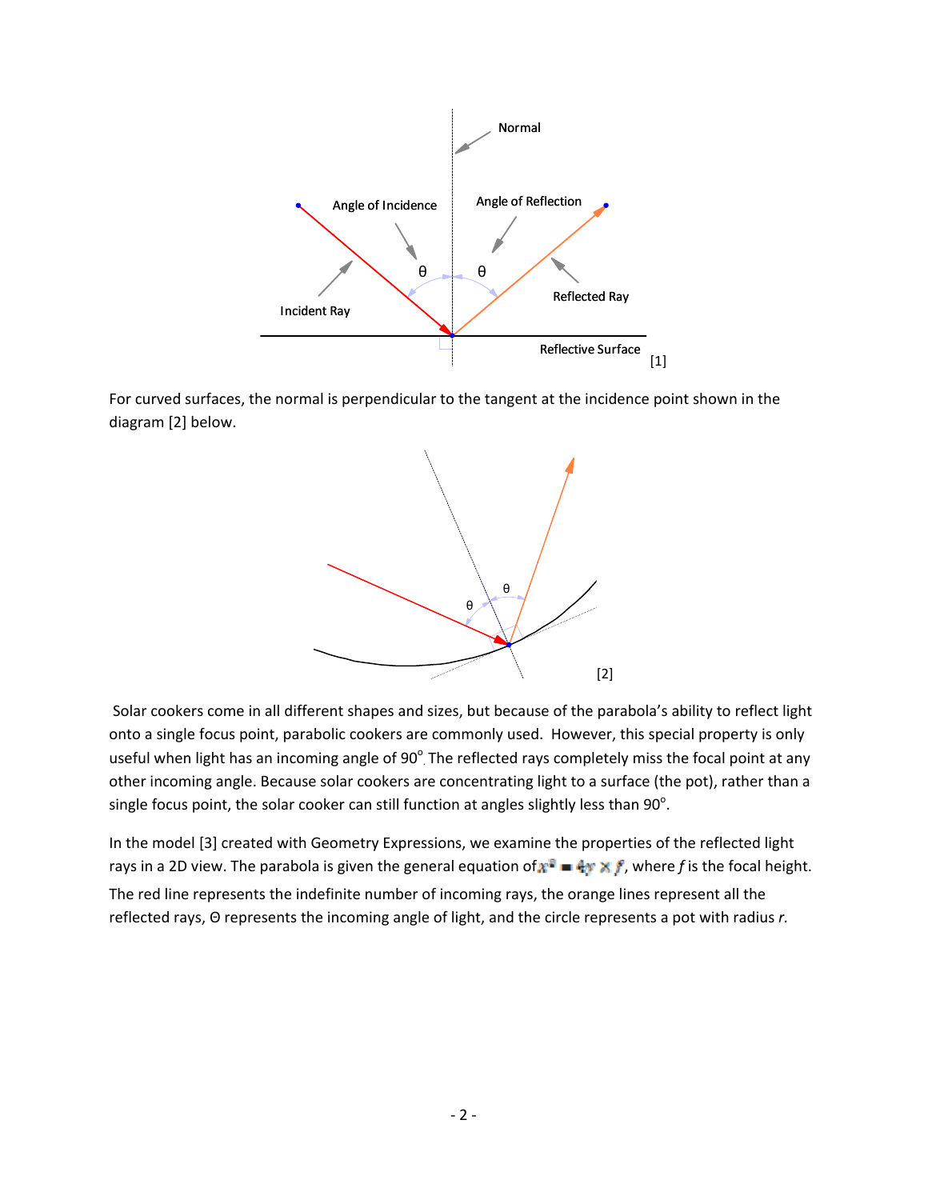Normal

Angle of Incidence

Angle of Reflection

θ θ

Incident Ray

Reflected Ray

Reflective Surface [1]

For curved surfaces, the normal is perpendicular to the tangent at the incidence point shown in the diagram [2] below.

θ θ

[2]

Solar cookers come in all different shapes and sizes, but because of the parabola's ability to reflect light onto a single focus point, parabolic cookers are commonly used. However, this special property is only useful when light has an incoming angle of 90°. The reflected rays completely miss the focal point at any other incoming angle. Because solar cookers are concentrating light to a surface (the pot), rather than a single focus point, the solar cooker can still function at angles slightly less than 90°.

In the model [3] created with Geometry Expressions, we examine the properties of the reflected light rays in a 2D view. The parabola is given the general equation of $x^2 = 4y \times f$, where *f* is the focal height. The red line represents the indefinite number of incoming rays, the orange lines represent all the reflected rays, Θ represents the incoming angle of light, and the circle represents a pot with radius *r*.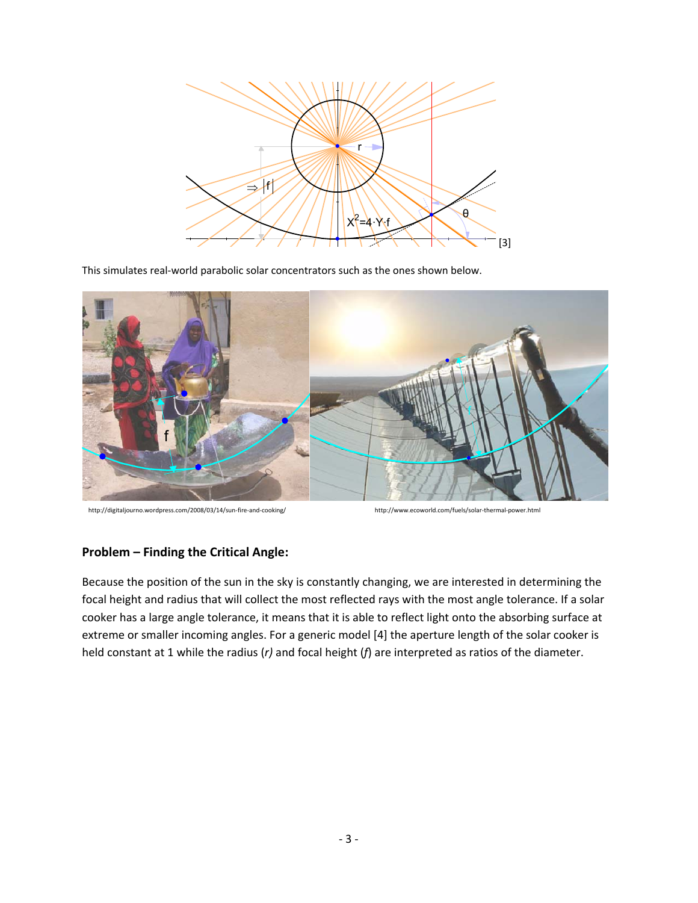This simulates real-world parabolic solar concentrators such as the ones shown below.

http://digitaljourno.wordpress.com/2008/03/14/sun-fire-and-cooking/

http://www.ecoworld.com/fuels/solar-thermal-power.html

### Problem – Finding the Critical Angle:

Because the position of the sun in the sky is constantly changing, we are interested in determining the focal height and radius that will collect the most reflected rays with the most angle tolerance. If a solar cooker has a large angle tolerance, it means that it is able to reflect light onto the absorbing surface at extreme or smaller incoming angles. For a generic model [4] the aperture length of the solar cooker is held constant at 1 while the radius (*r)* and focal height (*f*) are interpreted as ratios of the diameter.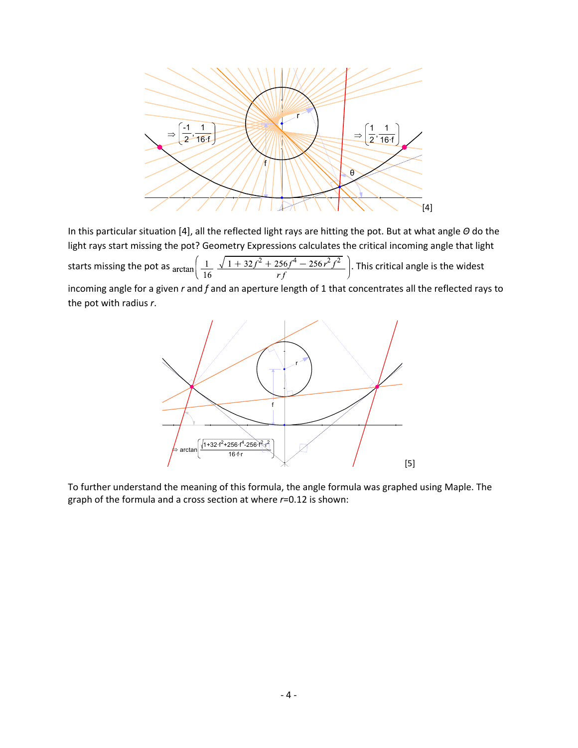[4]

In this particular situation [4], all the reflected light rays are hitting the pot. But at what angle $\Theta$ do the light rays start missing the pot? Geometry Expressions calculates the critical incoming angle that light starts missing the pot as $\arctan\left(\frac{1}{16}\frac{\sqrt{1+32f^2+256f^4-256r^2f^2}}{rf}\right)$. This critical angle is the widest incoming angle for a given $r$ and $f$ and an aperture length of 1 that concentrates all the reflected rays to the pot with radius $r$.

[5]

To further understand the meaning of this formula, the angle formula was graphed using Maple. The graph of the formula and a cross section at where $r$=0.12 is shown: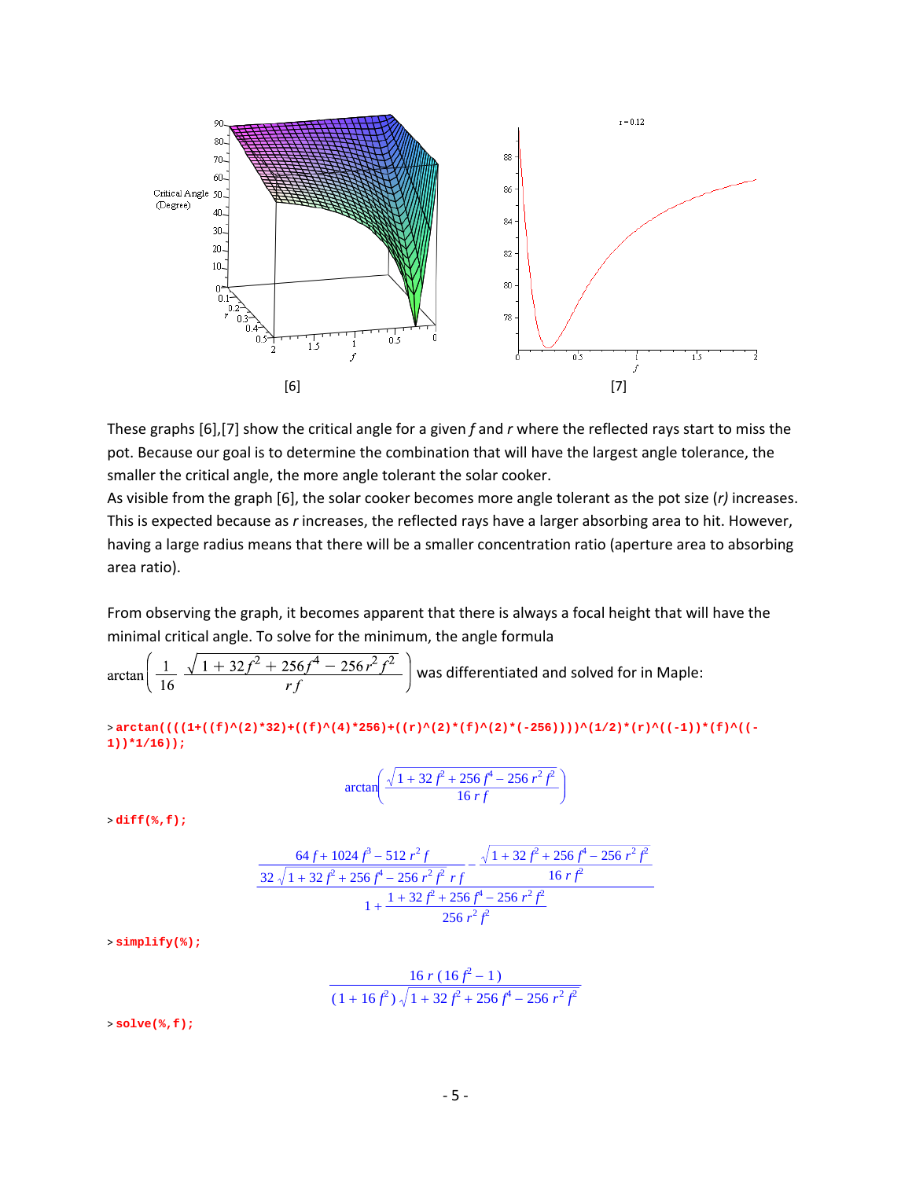[6] [7]

These graphs [6],[7] show the critical angle for a given *f* and *r* where the reflected rays start to miss the pot. Because our goal is to determine the combination that will have the largest angle tolerance, the smaller the critical angle, the more angle tolerant the solar cooker.

As visible from the graph [6], the solar cooker becomes more angle tolerant as the pot size (*r*) increases. This is expected because as *r* increases, the reflected rays have a larger absorbing area to hit. However, having a large radius means that there will be a smaller concentration ratio (aperture area to absorbing area ratio).

From observing the graph, it becomes apparent that there is always a focal height that will have the minimal critical angle. To solve for the minimum, the angle formula

$\arctan\left(\frac{1}{16}\frac{\sqrt{1+32f^2+256f^4-256r^2f^2}}{rf}\right)$ was differentiated and solved for in Maple:

```
> arctan((((1+((f)^(2)*32)+((f)^(4)*256)+((r)^(2)*(f)^(2)*(-256))))^(1/2)*(r)^((-1))*(f)^((-1))*1/16));
```

$$\arctan\left(\frac{\sqrt{1+32f^2+256f^4-256r^2f^2}}{16rf}\right)$$

```
> diff(%,f);
```

$$\frac{\dfrac{64f+1024f^3-512r^2f}{32\sqrt{1+32f^2+256f^4-256r^2f^2}\,rf}-\dfrac{\sqrt{1+32f^2+256f^4-256r^2f^2}}{16rf^2}}{1+\dfrac{1+32f^2+256f^4-256r^2f^2}{256r^2f^2}}$$

```
> simplify(%);
```

$$\frac{16r(16f^2-1)}{(1+16f^2)\sqrt{1+32f^2+256f^4-256r^2f^2}}$$

```
> solve(%,f);
```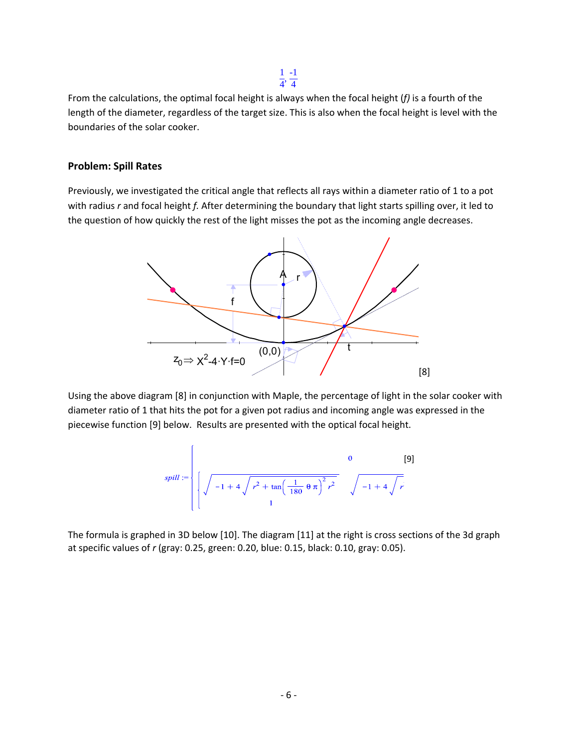$$\frac{1}{4}, \frac{-1}{4}$$

From the calculations, the optimal focal height is always when the focal height (*f)* is a fourth of the length of the diameter, regardless of the target size. This is also when the focal height is level with the boundaries of the solar cooker.

### Problem: Spill Rates

Previously, we investigated the critical angle that reflects all rays within a diameter ratio of 1 to a pot with radius *r* and focal height *f.* After determining the boundary that light starts spilling over, it led to the question of how quickly the rest of the light misses the pot as the incoming angle decreases.

[8]

Using the above diagram [8] in conjunction with Maple, the percentage of light in the solar cooker with diameter ratio of 1 that hits the pot for a given pot radius and incoming angle was expressed in the piecewise function [9] below. Results are presented with the optical focal height.

$$spill := \begin{cases} 0 \\ \sqrt{-1+4\sqrt{r^2+\tan\left(\frac{1}{180}\theta\pi\right)^2 r^2}} \quad \sqrt{-1+4\sqrt{r}} \\ 1 \end{cases} \qquad [9]$$

The formula is graphed in 3D below [10]. The diagram [11] at the right is cross sections of the 3d graph at specific values of *r* (gray: 0.25, green: 0.20, blue: 0.15, black: 0.10, gray: 0.05).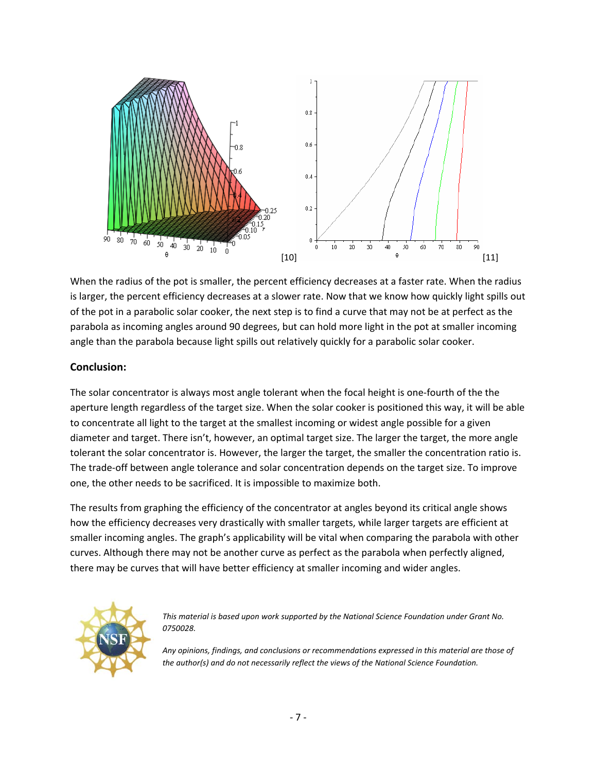90 80 70 60 50 40 30 20 10 0

θ

1

0.8

0.6

0.4

0.25 0.20 0.15 0.10 0.05 0

r

[10]

1

0.8

0.6

0.4

0.2

0

0 10 20 30 40 50 60 70 80 90

θ

[11]

When the radius of the pot is smaller, the percent efficiency decreases at a faster rate. When the radius is larger, the percent efficiency decreases at a slower rate. Now that we know how quickly light spills out of the pot in a parabolic solar cooker, the next step is to find a curve that may not be at perfect as the parabola as incoming angles around 90 degrees, but can hold more light in the pot at smaller incoming angle than the parabola because light spills out relatively quickly for a parabolic solar cooker.

**Conclusion:**

The solar concentrator is always most angle tolerant when the focal height is one-fourth of the the aperture length regardless of the target size. When the solar cooker is positioned this way, it will be able to concentrate all light to the target at the smallest incoming or widest angle possible for a given diameter and target. There isn't, however, an optimal target size. The larger the target, the more angle tolerant the solar concentrator is. However, the larger the target, the smaller the concentration ratio is. The trade-off between angle tolerance and solar concentration depends on the target size. To improve one, the other needs to be sacrificed. It is impossible to maximize both.

The results from graphing the efficiency of the concentrator at angles beyond its critical angle shows how the efficiency decreases very drastically with smaller targets, while larger targets are efficient at smaller incoming angles. The graph's applicability will be vital when comparing the parabola with other curves. Although there may not be another curve as perfect as the parabola when perfectly aligned, there may be curves that will have better efficiency at smaller incoming and wider angles.

*This material is based upon work supported by the National Science Foundation under Grant No. 0750028.*

*Any opinions, findings, and conclusions or recommendations expressed in this material are those of the author(s) and do not necessarily reflect the views of the National Science Foundation.*